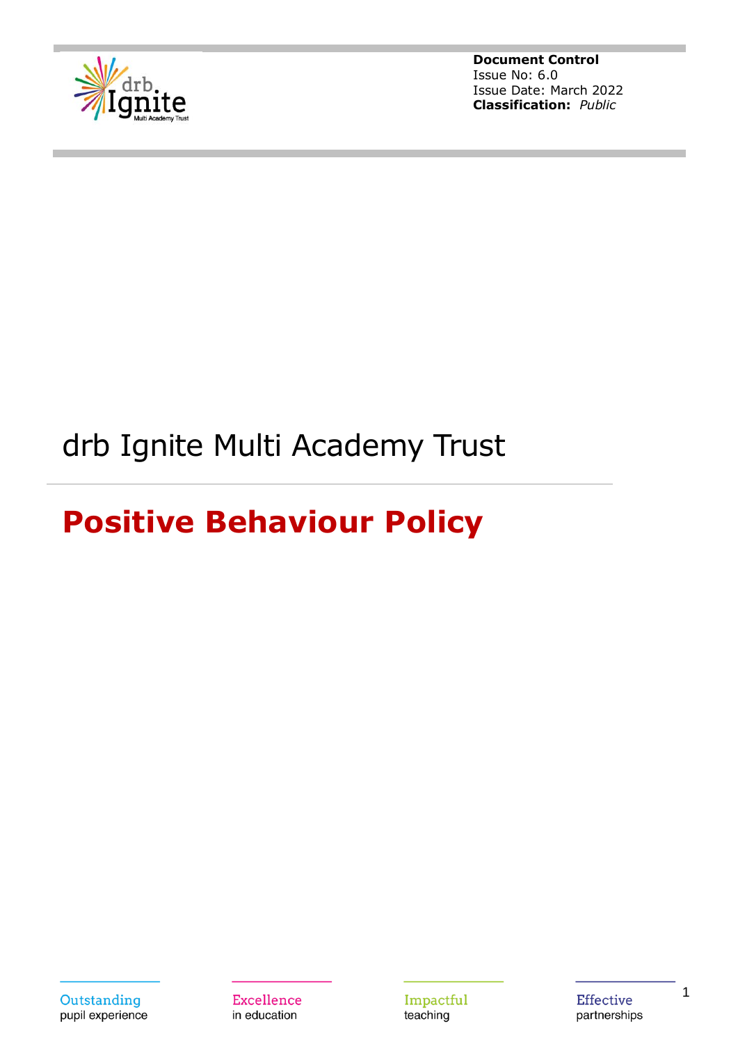**Document Control**
Issue No: 6.0
Issue Date: March 2022
**Classification:** *Public*

# drb Ignite Multi Academy Trust

## Positive Behaviour Policy

Outstanding pupil experience

Excellence in education

Impactful teaching

Effective partnerships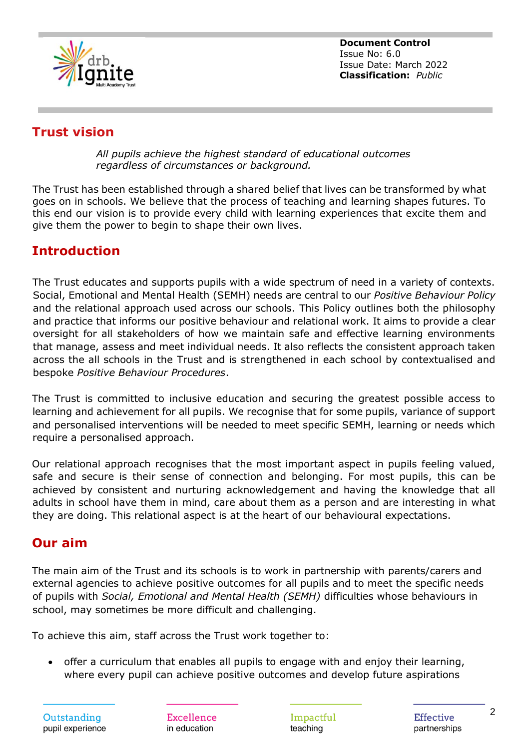**Document Control**
Issue No: 6.0
Issue Date: March 2022
**Classification:** *Public*

## Trust vision

*All pupils achieve the highest standard of educational outcomes regardless of circumstances or background.*

The Trust has been established through a shared belief that lives can be transformed by what goes on in schools. We believe that the process of teaching and learning shapes futures. To this end our vision is to provide every child with learning experiences that excite them and give them the power to begin to shape their own lives.

## Introduction

The Trust educates and supports pupils with a wide spectrum of need in a variety of contexts. Social, Emotional and Mental Health (SEMH) needs are central to our *Positive Behaviour Policy* and the relational approach used across our schools. This Policy outlines both the philosophy and practice that informs our positive behaviour and relational work. It aims to provide a clear oversight for all stakeholders of how we maintain safe and effective learning environments that manage, assess and meet individual needs. It also reflects the consistent approach taken across the all schools in the Trust and is strengthened in each school by contextualised and bespoke *Positive Behaviour Procedures*.

The Trust is committed to inclusive education and securing the greatest possible access to learning and achievement for all pupils. We recognise that for some pupils, variance of support and personalised interventions will be needed to meet specific SEMH, learning or needs which require a personalised approach.

Our relational approach recognises that the most important aspect in pupils feeling valued, safe and secure is their sense of connection and belonging. For most pupils, this can be achieved by consistent and nurturing acknowledgement and having the knowledge that all adults in school have them in mind, care about them as a person and are interesting in what they are doing. This relational aspect is at the heart of our behavioural expectations.

## Our aim

The main aim of the Trust and its schools is to work in partnership with parents/carers and external agencies to achieve positive outcomes for all pupils and to meet the specific needs of pupils with *Social, Emotional and Mental Health (SEMH)* difficulties whose behaviours in school, may sometimes be more difficult and challenging.

To achieve this aim, staff across the Trust work together to:

- offer a curriculum that enables all pupils to engage with and enjoy their learning, where every pupil can achieve positive outcomes and develop future aspirations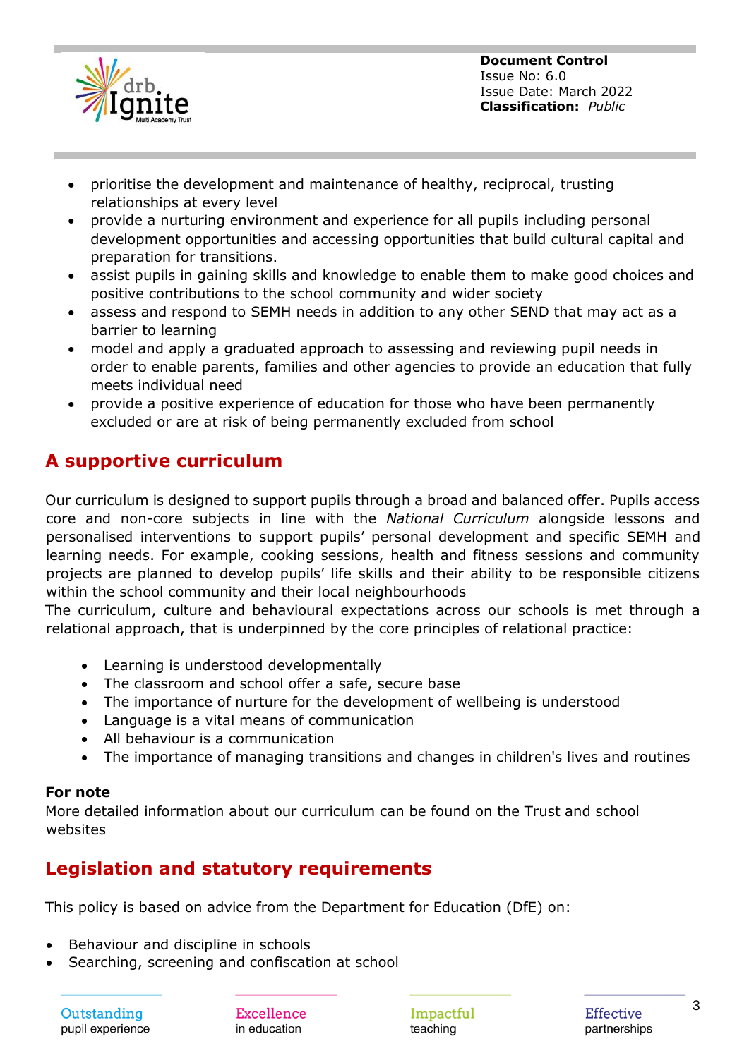- prioritise the development and maintenance of healthy, reciprocal, trusting relationships at every level
- provide a nurturing environment and experience for all pupils including personal development opportunities and accessing opportunities that build cultural capital and preparation for transitions.
- assist pupils in gaining skills and knowledge to enable them to make good choices and positive contributions to the school community and wider society
- assess and respond to SEMH needs in addition to any other SEND that may act as a barrier to learning
- model and apply a graduated approach to assessing and reviewing pupil needs in order to enable parents, families and other agencies to provide an education that fully meets individual need
- provide a positive experience of education for those who have been permanently excluded or are at risk of being permanently excluded from school

## A supportive curriculum

Our curriculum is designed to support pupils through a broad and balanced offer. Pupils access core and non-core subjects in line with the *National Curriculum* alongside lessons and personalised interventions to support pupils' personal development and specific SEMH and learning needs. For example, cooking sessions, health and fitness sessions and community projects are planned to develop pupils' life skills and their ability to be responsible citizens within the school community and their local neighbourhoods
The curriculum, culture and behavioural expectations across our schools is met through a relational approach, that is underpinned by the core principles of relational practice:

- Learning is understood developmentally
- The classroom and school offer a safe, secure base
- The importance of nurture for the development of wellbeing is understood
- Language is a vital means of communication
- All behaviour is a communication
- The importance of managing transitions and changes in children's lives and routines

**For note**
More detailed information about our curriculum can be found on the Trust and school websites

## Legislation and statutory requirements

This policy is based on advice from the Department for Education (DfE) on:

- Behaviour and discipline in schools
- Searching, screening and confiscation at school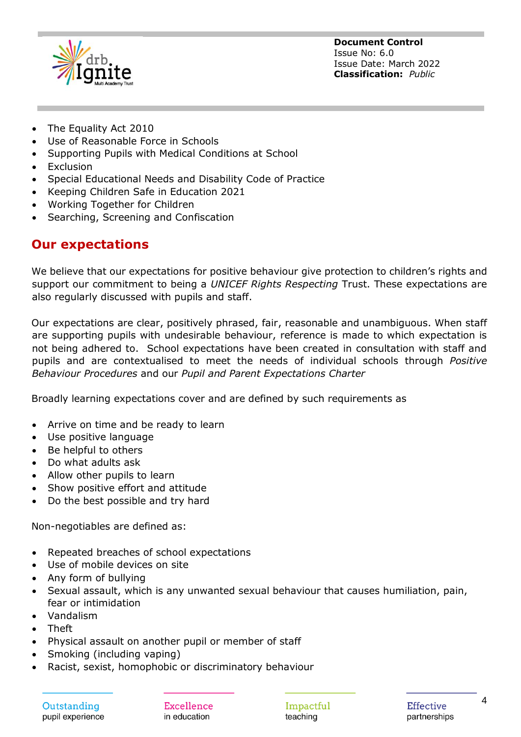- The Equality Act 2010
- Use of Reasonable Force in Schools
- Supporting Pupils with Medical Conditions at School
- Exclusion
- Special Educational Needs and Disability Code of Practice
- Keeping Children Safe in Education 2021
- Working Together for Children
- Searching, Screening and Confiscation

## Our expectations

We believe that our expectations for positive behaviour give protection to children's rights and support our commitment to being a *UNICEF Rights Respecting* Trust. These expectations are also regularly discussed with pupils and staff.

Our expectations are clear, positively phrased, fair, reasonable and unambiguous. When staff are supporting pupils with undesirable behaviour, reference is made to which expectation is not being adhered to. School expectations have been created in consultation with staff and pupils and are contextualised to meet the needs of individual schools through *Positive Behaviour Procedures* and our *Pupil and Parent Expectations Charter*

Broadly learning expectations cover and are defined by such requirements as

- Arrive on time and be ready to learn
- Use positive language
- Be helpful to others
- Do what adults ask
- Allow other pupils to learn
- Show positive effort and attitude
- Do the best possible and try hard

Non-negotiables are defined as:

- Repeated breaches of school expectations
- Use of mobile devices on site
- Any form of bullying
- Sexual assault, which is any unwanted sexual behaviour that causes humiliation, pain, fear or intimidation
- Vandalism
- Theft
- Physical assault on another pupil or member of staff
- Smoking (including vaping)
- Racist, sexist, homophobic or discriminatory behaviour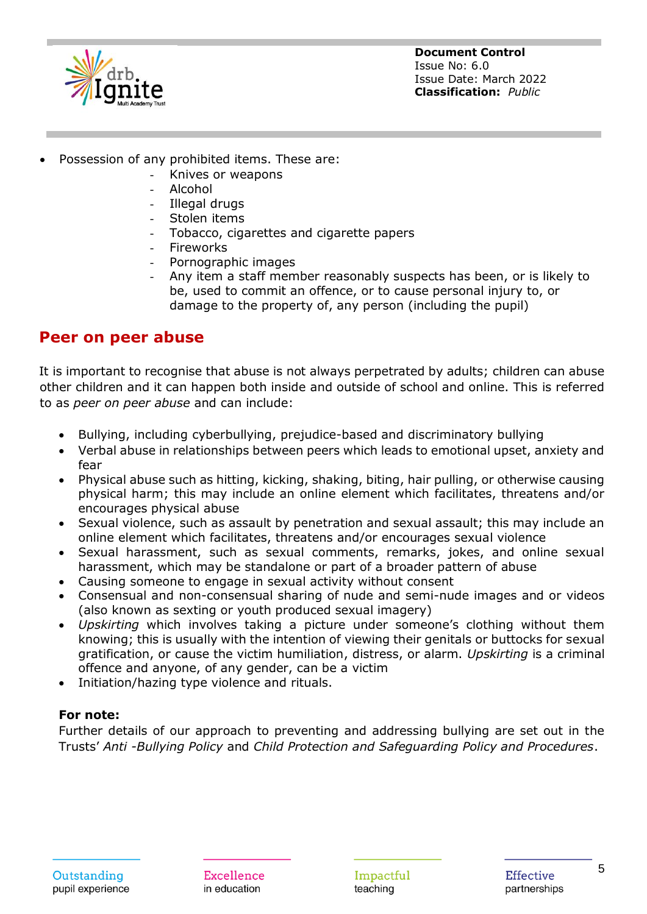- Possession of any prohibited items. These are:
  - Knives or weapons
  - Alcohol
  - Illegal drugs
  - Stolen items
  - Tobacco, cigarettes and cigarette papers
  - Fireworks
  - Pornographic images
  - Any item a staff member reasonably suspects has been, or is likely to be, used to commit an offence, or to cause personal injury to, or damage to the property of, any person (including the pupil)

## Peer on peer abuse

It is important to recognise that abuse is not always perpetrated by adults; children can abuse other children and it can happen both inside and outside of school and online. This is referred to as *peer on peer abuse* and can include:

- Bullying, including cyberbullying, prejudice-based and discriminatory bullying
- Verbal abuse in relationships between peers which leads to emotional upset, anxiety and fear
- Physical abuse such as hitting, kicking, shaking, biting, hair pulling, or otherwise causing physical harm; this may include an online element which facilitates, threatens and/or encourages physical abuse
- Sexual violence, such as assault by penetration and sexual assault; this may include an online element which facilitates, threatens and/or encourages sexual violence
- Sexual harassment, such as sexual comments, remarks, jokes, and online sexual harassment, which may be standalone or part of a broader pattern of abuse
- Causing someone to engage in sexual activity without consent
- Consensual and non-consensual sharing of nude and semi-nude images and or videos (also known as sexting or youth produced sexual imagery)
- *Upskirting* which involves taking a picture under someone's clothing without them knowing; this is usually with the intention of viewing their genitals or buttocks for sexual gratification, or cause the victim humiliation, distress, or alarm. *Upskirting* is a criminal offence and anyone, of any gender, can be a victim
- Initiation/hazing type violence and rituals.

**For note:**
Further details of our approach to preventing and addressing bullying are set out in the Trusts' *Anti -Bullying Policy* and *Child Protection and Safeguarding Policy and Procedures*.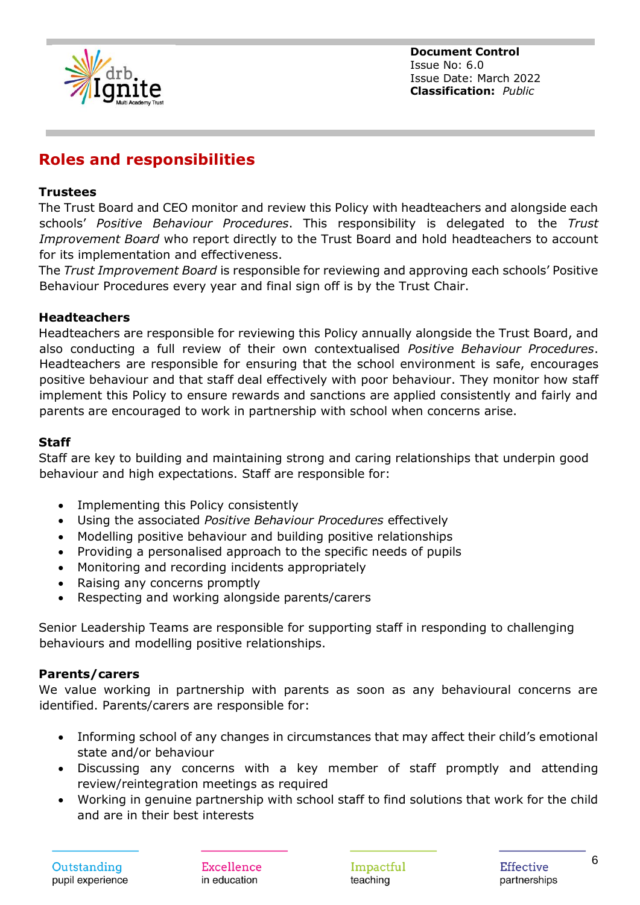## Roles and responsibilities

### Trustees

The Trust Board and CEO monitor and review this Policy with headteachers and alongside each schools' *Positive Behaviour Procedures*. This responsibility is delegated to the *Trust Improvement Board* who report directly to the Trust Board and hold headteachers to account for its implementation and effectiveness.

The *Trust Improvement Board* is responsible for reviewing and approving each schools' Positive Behaviour Procedures every year and final sign off is by the Trust Chair.

### Headteachers

Headteachers are responsible for reviewing this Policy annually alongside the Trust Board, and also conducting a full review of their own contextualised *Positive Behaviour Procedures*. Headteachers are responsible for ensuring that the school environment is safe, encourages positive behaviour and that staff deal effectively with poor behaviour. They monitor how staff implement this Policy to ensure rewards and sanctions are applied consistently and fairly and parents are encouraged to work in partnership with school when concerns arise.

### Staff

Staff are key to building and maintaining strong and caring relationships that underpin good behaviour and high expectations. Staff are responsible for:

- Implementing this Policy consistently
- Using the associated *Positive Behaviour Procedures* effectively
- Modelling positive behaviour and building positive relationships
- Providing a personalised approach to the specific needs of pupils
- Monitoring and recording incidents appropriately
- Raising any concerns promptly
- Respecting and working alongside parents/carers

Senior Leadership Teams are responsible for supporting staff in responding to challenging behaviours and modelling positive relationships.

### Parents/carers

We value working in partnership with parents as soon as any behavioural concerns are identified. Parents/carers are responsible for:

- Informing school of any changes in circumstances that may affect their child's emotional state and/or behaviour
- Discussing any concerns with a key member of staff promptly and attending review/reintegration meetings as required
- Working in genuine partnership with school staff to find solutions that work for the child and are in their best interests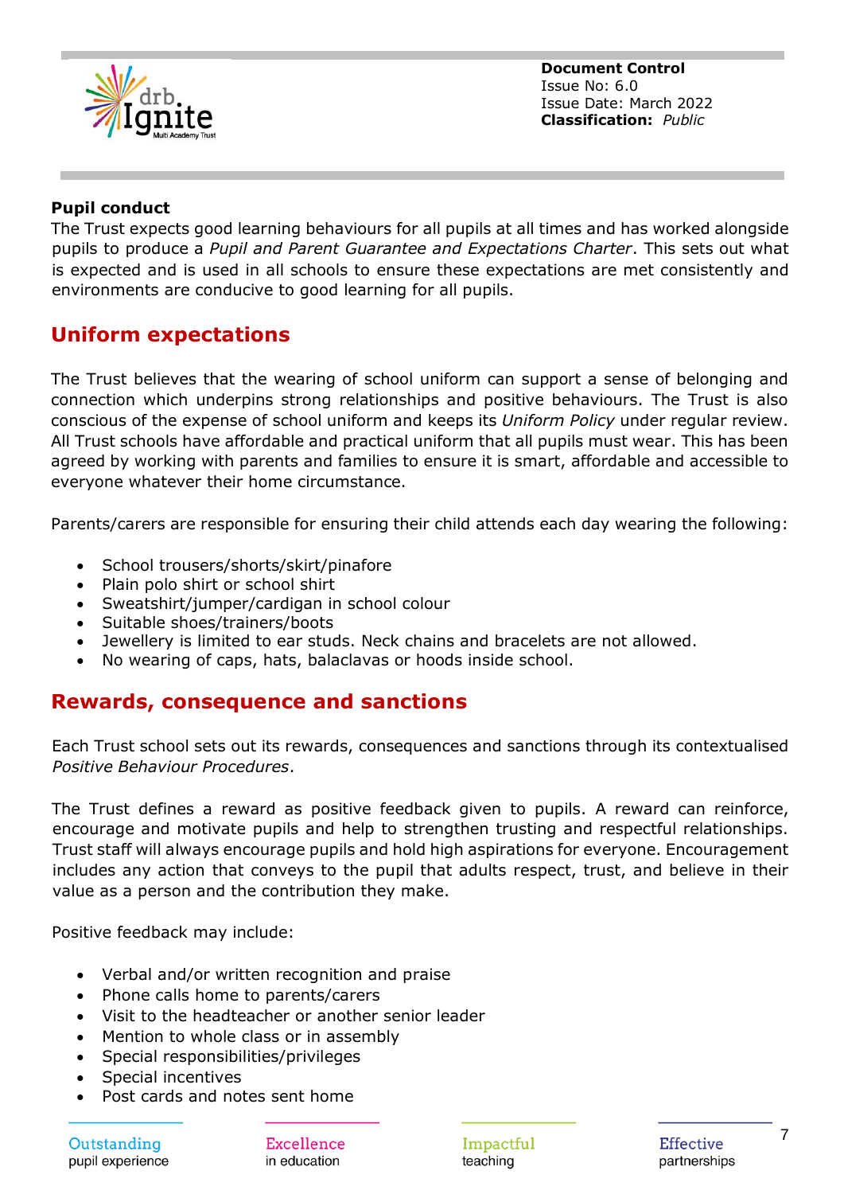**Pupil conduct**

The Trust expects good learning behaviours for all pupils at all times and has worked alongside pupils to produce a *Pupil and Parent Guarantee and Expectations Charter*. This sets out what is expected and is used in all schools to ensure these expectations are met consistently and environments are conducive to good learning for all pupils.

## Uniform expectations

The Trust believes that the wearing of school uniform can support a sense of belonging and connection which underpins strong relationships and positive behaviours. The Trust is also conscious of the expense of school uniform and keeps its *Uniform Policy* under regular review. All Trust schools have affordable and practical uniform that all pupils must wear. This has been agreed by working with parents and families to ensure it is smart, affordable and accessible to everyone whatever their home circumstance.

Parents/carers are responsible for ensuring their child attends each day wearing the following:

- School trousers/shorts/skirt/pinafore
- Plain polo shirt or school shirt
- Sweatshirt/jumper/cardigan in school colour
- Suitable shoes/trainers/boots
- Jewellery is limited to ear studs. Neck chains and bracelets are not allowed.
- No wearing of caps, hats, balaclavas or hoods inside school.

## Rewards, consequence and sanctions

Each Trust school sets out its rewards, consequences and sanctions through its contextualised *Positive Behaviour Procedures*.

The Trust defines a reward as positive feedback given to pupils. A reward can reinforce, encourage and motivate pupils and help to strengthen trusting and respectful relationships. Trust staff will always encourage pupils and hold high aspirations for everyone. Encouragement includes any action that conveys to the pupil that adults respect, trust, and believe in their value as a person and the contribution they make.

Positive feedback may include:

- Verbal and/or written recognition and praise
- Phone calls home to parents/carers
- Visit to the headteacher or another senior leader
- Mention to whole class or in assembly
- Special responsibilities/privileges
- Special incentives
- Post cards and notes sent home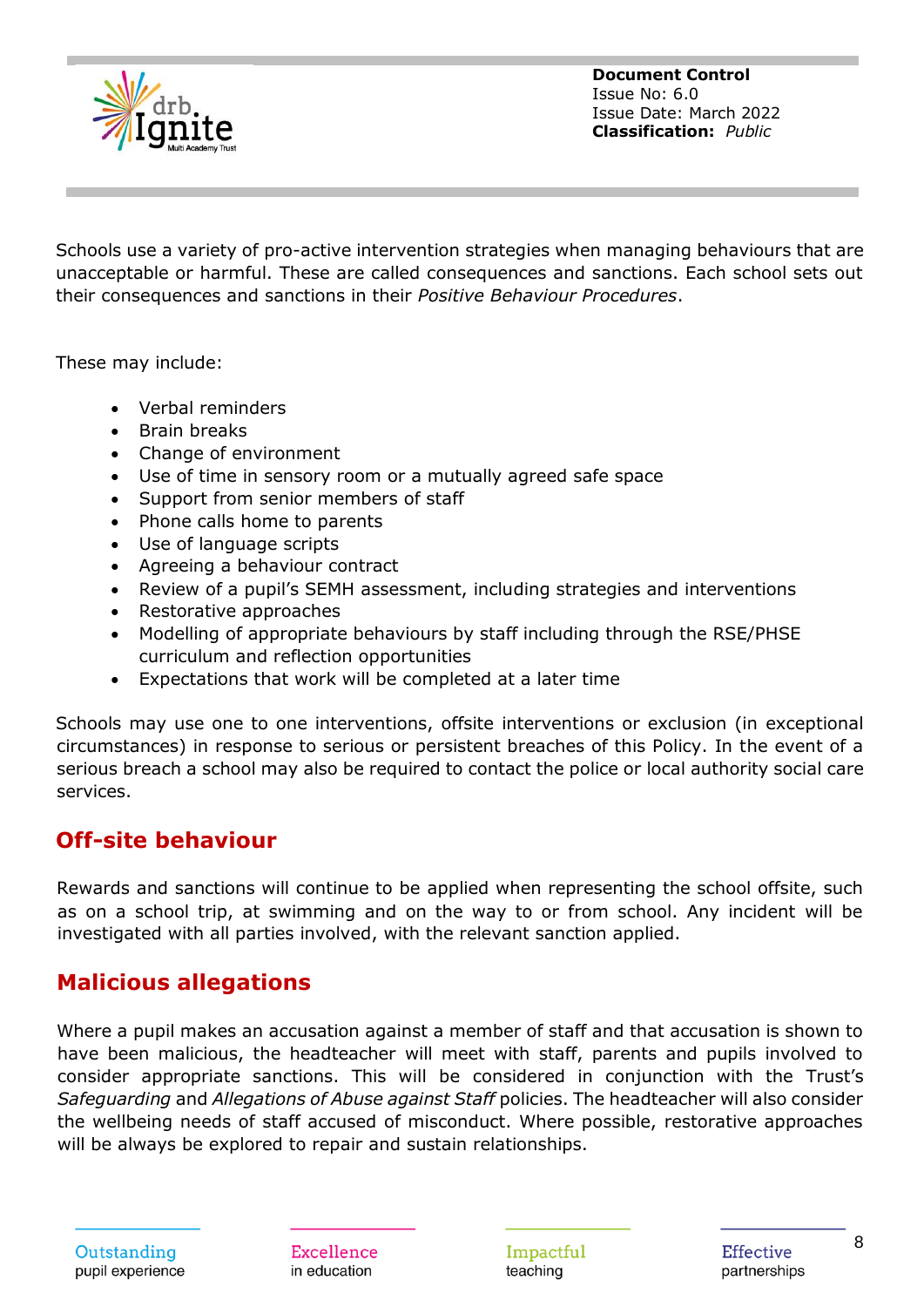Schools use a variety of pro-active intervention strategies when managing behaviours that are unacceptable or harmful. These are called consequences and sanctions. Each school sets out their consequences and sanctions in their *Positive Behaviour Procedures*.

These may include:

- Verbal reminders
- Brain breaks
- Change of environment
- Use of time in sensory room or a mutually agreed safe space
- Support from senior members of staff
- Phone calls home to parents
- Use of language scripts
- Agreeing a behaviour contract
- Review of a pupil's SEMH assessment, including strategies and interventions
- Restorative approaches
- Modelling of appropriate behaviours by staff including through the RSE/PHSE curriculum and reflection opportunities
- Expectations that work will be completed at a later time

Schools may use one to one interventions, offsite interventions or exclusion (in exceptional circumstances) in response to serious or persistent breaches of this Policy. In the event of a serious breach a school may also be required to contact the police or local authority social care services.

## Off-site behaviour

Rewards and sanctions will continue to be applied when representing the school offsite, such as on a school trip, at swimming and on the way to or from school. Any incident will be investigated with all parties involved, with the relevant sanction applied.

## Malicious allegations

Where a pupil makes an accusation against a member of staff and that accusation is shown to have been malicious, the headteacher will meet with staff, parents and pupils involved to consider appropriate sanctions. This will be considered in conjunction with the Trust's *Safeguarding* and *Allegations of Abuse against Staff* policies. The headteacher will also consider the wellbeing needs of staff accused of misconduct. Where possible, restorative approaches will be always be explored to repair and sustain relationships.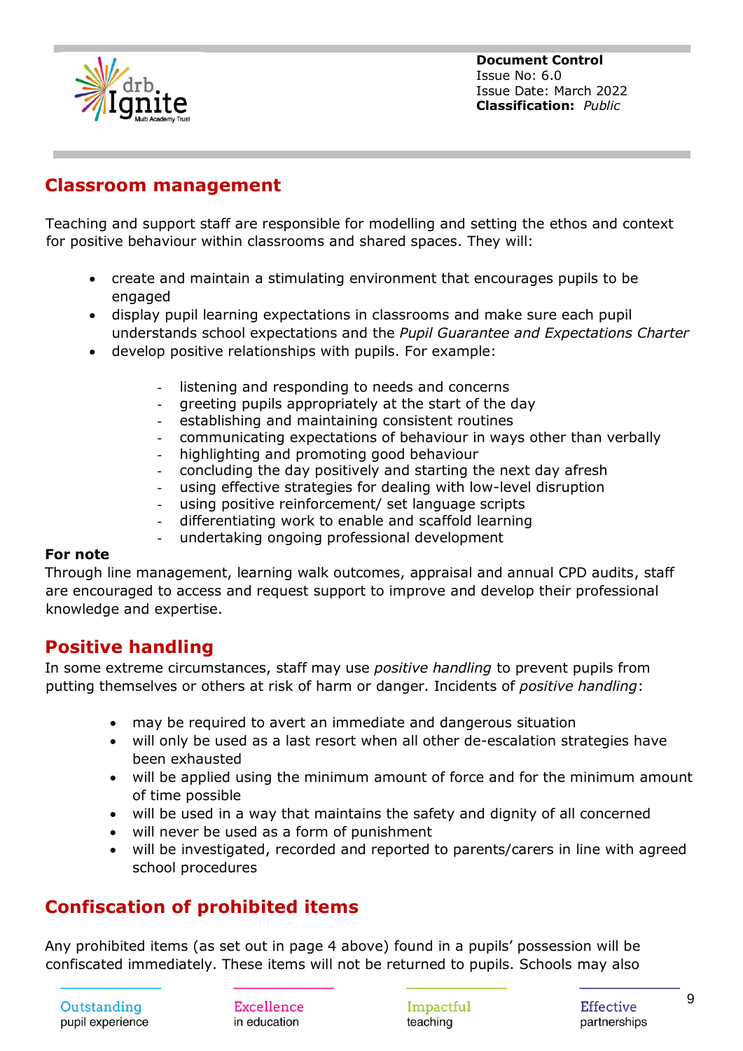## Classroom management

Teaching and support staff are responsible for modelling and setting the ethos and context for positive behaviour within classrooms and shared spaces. They will:

- create and maintain a stimulating environment that encourages pupils to be engaged
- display pupil learning expectations in classrooms and make sure each pupil understands school expectations and the *Pupil Guarantee and Expectations Charter*
- develop positive relationships with pupils. For example:
  - listening and responding to needs and concerns
  - greeting pupils appropriately at the start of the day
  - establishing and maintaining consistent routines
  - communicating expectations of behaviour in ways other than verbally
  - highlighting and promoting good behaviour
  - concluding the day positively and starting the next day afresh
  - using effective strategies for dealing with low-level disruption
  - using positive reinforcement/ set language scripts
  - differentiating work to enable and scaffold learning
  - undertaking ongoing professional development

**For note**
Through line management, learning walk outcomes, appraisal and annual CPD audits, staff are encouraged to access and request support to improve and develop their professional knowledge and expertise.

## Positive handling

In some extreme circumstances, staff may use *positive handling* to prevent pupils from putting themselves or others at risk of harm or danger. Incidents of *positive handling*:

- may be required to avert an immediate and dangerous situation
- will only be used as a last resort when all other de-escalation strategies have been exhausted
- will be applied using the minimum amount of force and for the minimum amount of time possible
- will be used in a way that maintains the safety and dignity of all concerned
- will never be used as a form of punishment
- will be investigated, recorded and reported to parents/carers in line with agreed school procedures

## Confiscation of prohibited items

Any prohibited items (as set out in page 4 above) found in a pupils' possession will be confiscated immediately. These items will not be returned to pupils. Schools may also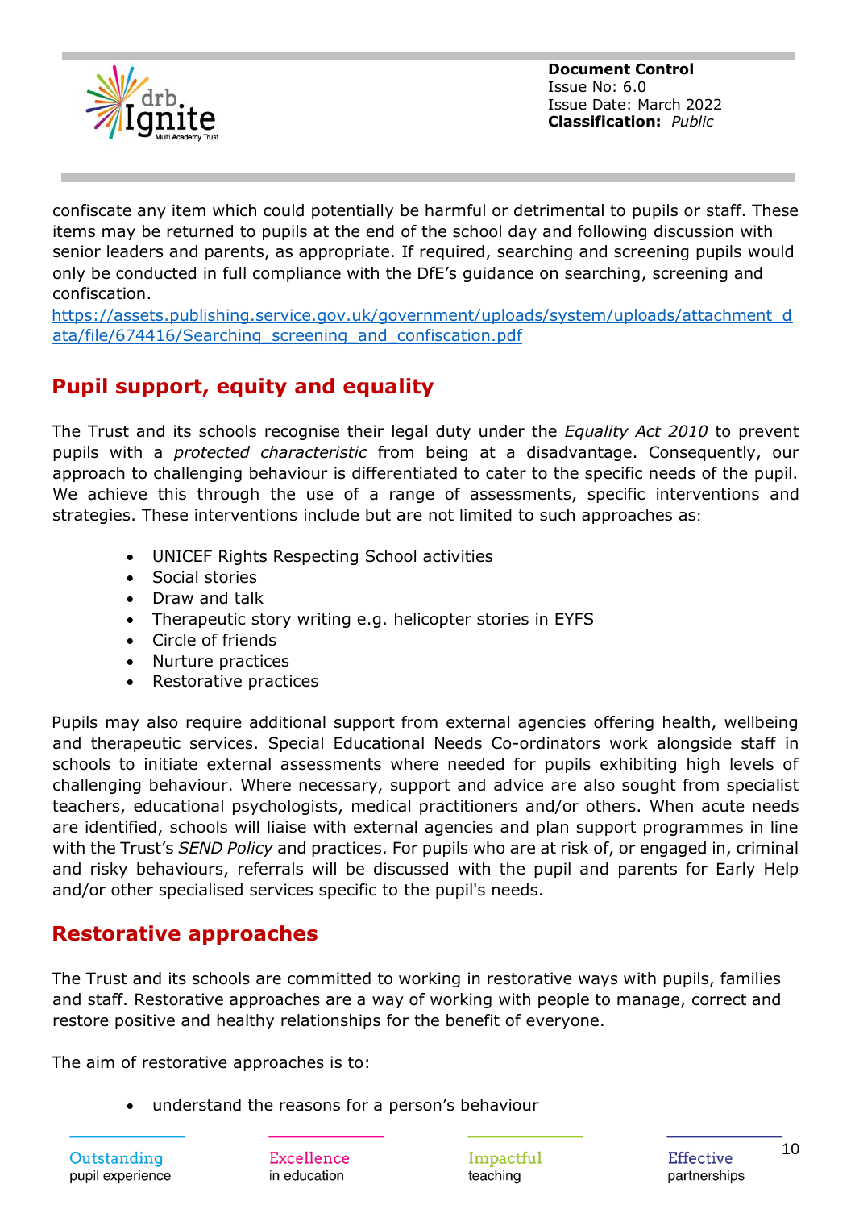confiscate any item which could potentially be harmful or detrimental to pupils or staff. These items may be returned to pupils at the end of the school day and following discussion with senior leaders and parents, as appropriate. If required, searching and screening pupils would only be conducted in full compliance with the DfE's guidance on searching, screening and confiscation.
https://assets.publishing.service.gov.uk/government/uploads/system/uploads/attachment_data/file/674416/Searching_screening_and_confiscation.pdf

## Pupil support, equity and equality

The Trust and its schools recognise their legal duty under the *Equality Act 2010* to prevent pupils with a *protected characteristic* from being at a disadvantage. Consequently, our approach to challenging behaviour is differentiated to cater to the specific needs of the pupil. We achieve this through the use of a range of assessments, specific interventions and strategies. These interventions include but are not limited to such approaches as:

- UNICEF Rights Respecting School activities
- Social stories
- Draw and talk
- Therapeutic story writing e.g. helicopter stories in EYFS
- Circle of friends
- Nurture practices
- Restorative practices

Pupils may also require additional support from external agencies offering health, wellbeing and therapeutic services. Special Educational Needs Co-ordinators work alongside staff in schools to initiate external assessments where needed for pupils exhibiting high levels of challenging behaviour. Where necessary, support and advice are also sought from specialist teachers, educational psychologists, medical practitioners and/or others. When acute needs are identified, schools will liaise with external agencies and plan support programmes in line with the Trust's *SEND Policy* and practices. For pupils who are at risk of, or engaged in, criminal and risky behaviours, referrals will be discussed with the pupil and parents for Early Help and/or other specialised services specific to the pupil's needs.

## Restorative approaches

The Trust and its schools are committed to working in restorative ways with pupils, families and staff. Restorative approaches are a way of working with people to manage, correct and restore positive and healthy relationships for the benefit of everyone.

The aim of restorative approaches is to:

- understand the reasons for a person's behaviour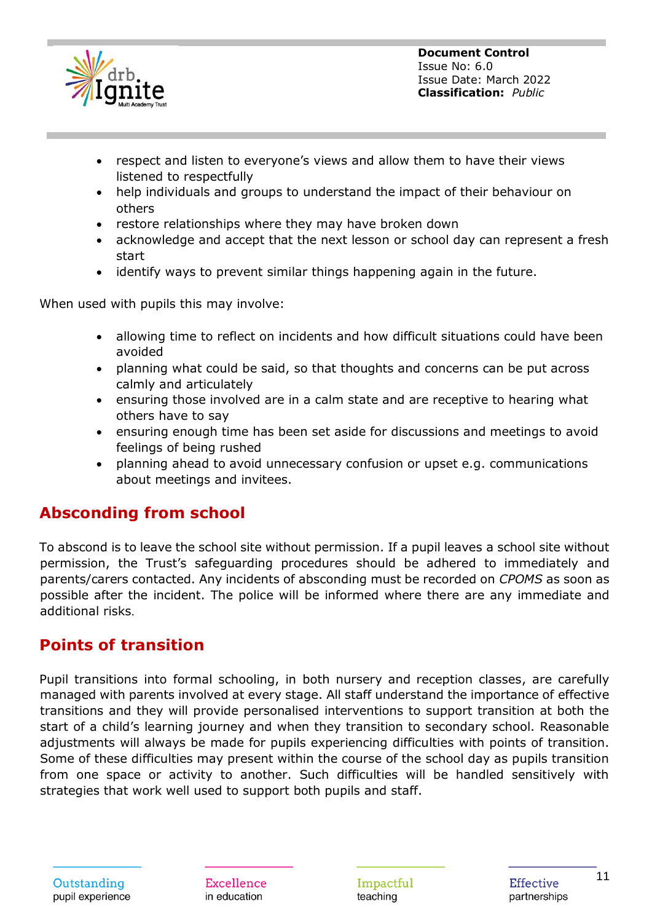- respect and listen to everyone's views and allow them to have their views listened to respectfully
- help individuals and groups to understand the impact of their behaviour on others
- restore relationships where they may have broken down
- acknowledge and accept that the next lesson or school day can represent a fresh start
- identify ways to prevent similar things happening again in the future.

When used with pupils this may involve:

- allowing time to reflect on incidents and how difficult situations could have been avoided
- planning what could be said, so that thoughts and concerns can be put across calmly and articulately
- ensuring those involved are in a calm state and are receptive to hearing what others have to say
- ensuring enough time has been set aside for discussions and meetings to avoid feelings of being rushed
- planning ahead to avoid unnecessary confusion or upset e.g. communications about meetings and invitees.

## Absconding from school

To abscond is to leave the school site without permission. If a pupil leaves a school site without permission, the Trust's safeguarding procedures should be adhered to immediately and parents/carers contacted. Any incidents of absconding must be recorded on *CPOMS* as soon as possible after the incident. The police will be informed where there are any immediate and additional risks.

## Points of transition

Pupil transitions into formal schooling, in both nursery and reception classes, are carefully managed with parents involved at every stage. All staff understand the importance of effective transitions and they will provide personalised interventions to support transition at both the start of a child's learning journey and when they transition to secondary school. Reasonable adjustments will always be made for pupils experiencing difficulties with points of transition. Some of these difficulties may present within the course of the school day as pupils transition from one space or activity to another. Such difficulties will be handled sensitively with strategies that work well used to support both pupils and staff.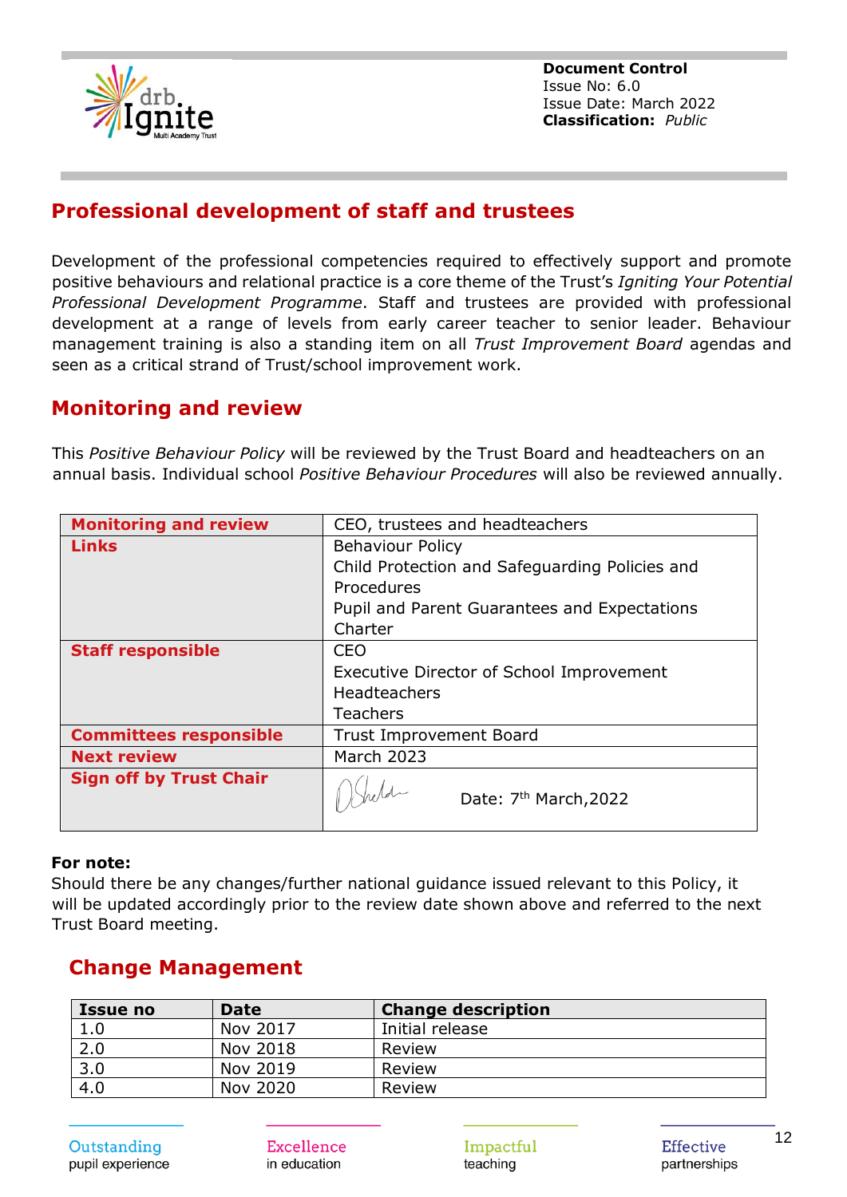**Document Control**
Issue No: 6.0
Issue Date: March 2022
**Classification:** *Public*

## Professional development of staff and trustees

Development of the professional competencies required to effectively support and promote positive behaviours and relational practice is a core theme of the Trust's *Igniting Your Potential Professional Development Programme*. Staff and trustees are provided with professional development at a range of levels from early career teacher to senior leader. Behaviour management training is also a standing item on all *Trust Improvement Board* agendas and seen as a critical strand of Trust/school improvement work.

## Monitoring and review

This *Positive Behaviour Policy* will be reviewed by the Trust Board and headteachers on an annual basis. Individual school *Positive Behaviour Procedures* will also be reviewed annually.

| **Monitoring and review** | CEO, trustees and headteachers |
|---|---|
| **Links** | Behaviour Policy<br>Child Protection and Safeguarding Policies and Procedures<br>Pupil and Parent Guarantees and Expectations Charter |
| **Staff responsible** | CEO<br>Executive Director of School Improvement<br>Headteachers<br>Teachers |
| **Committees responsible** | Trust Improvement Board |
| **Next review** | March 2023 |
| **Sign off by Trust Chair** | [signature] Date: 7th March,2022 |

**For note:**
Should there be any changes/further national guidance issued relevant to this Policy, it will be updated accordingly prior to the review date shown above and referred to the next Trust Board meeting.

## Change Management

| Issue no | Date | Change description |
|---|---|---|
| 1.0 | Nov 2017 | Initial release |
| 2.0 | Nov 2018 | Review |
| 3.0 | Nov 2019 | Review |
| 4.0 | Nov 2020 | Review |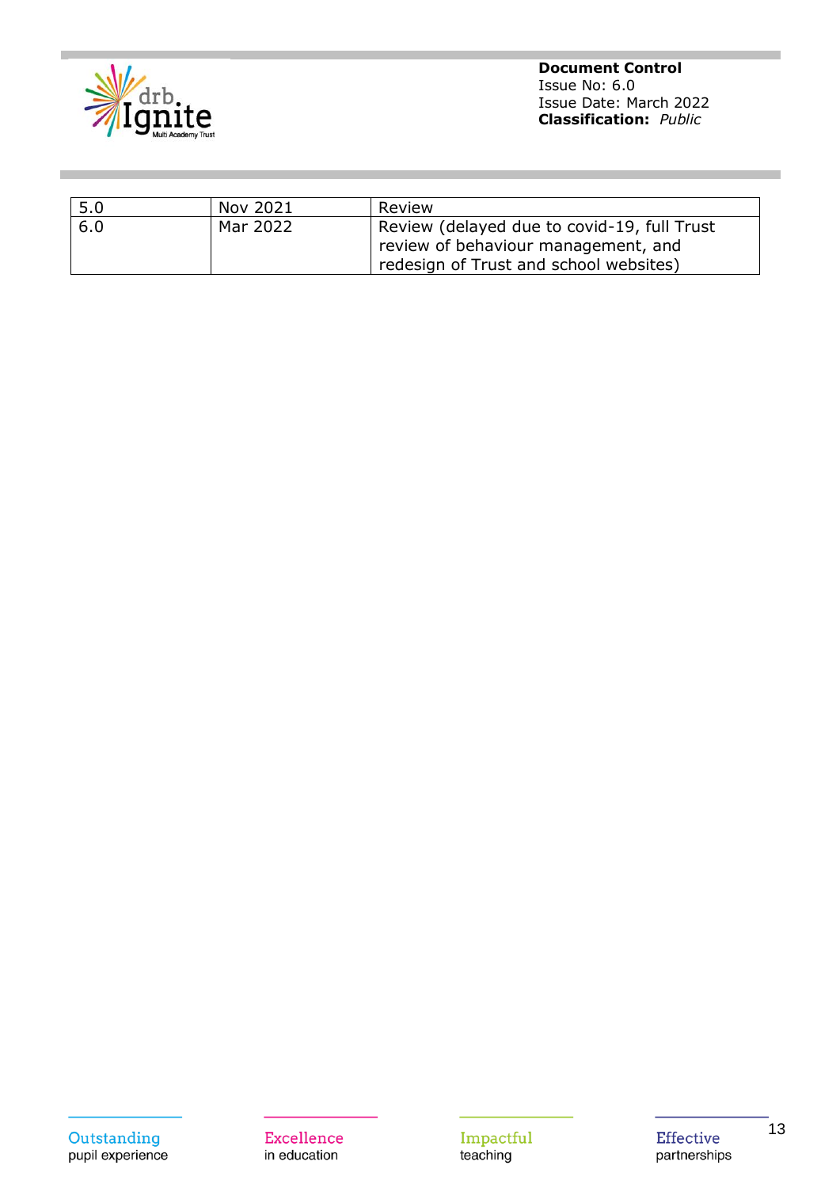| | | |
|---|---|---|
| 5.0 | Nov 2021 | Review |
| 6.0 | Mar 2022 | Review (delayed due to covid-19, full Trust review of behaviour management, and redesign of Trust and school websites) |